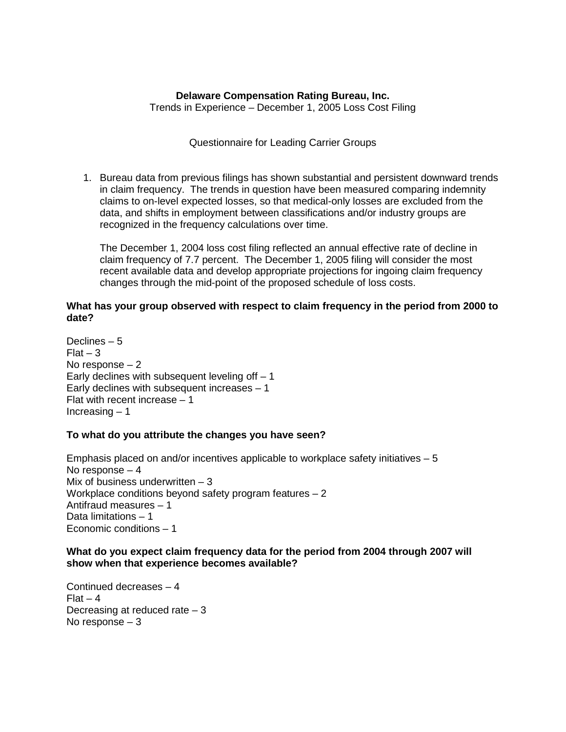**Delaware Compensation Rating Bureau, Inc.**
Trends in Experience – December 1, 2005 Loss Cost Filing

Questionnaire for Leading Carrier Groups

1. Bureau data from previous filings has shown substantial and persistent downward trends in claim frequency. The trends in question have been measured comparing indemnity claims to on-level expected losses, so that medical-only losses are excluded from the data, and shifts in employment between classifications and/or industry groups are recognized in the frequency calculations over time.

   The December 1, 2004 loss cost filing reflected an annual effective rate of decline in claim frequency of 7.7 percent. The December 1, 2005 filing will consider the most recent available data and develop appropriate projections for ingoing claim frequency changes through the mid-point of the proposed schedule of loss costs.

**What has your group observed with respect to claim frequency in the period from 2000 to date?**

Declines – 5
Flat – 3
No response – 2
Early declines with subsequent leveling off – 1
Early declines with subsequent increases – 1
Flat with recent increase – 1
Increasing – 1

**To what do you attribute the changes you have seen?**

Emphasis placed on and/or incentives applicable to workplace safety initiatives – 5
No response – 4
Mix of business underwritten – 3
Workplace conditions beyond safety program features – 2
Antifraud measures – 1
Data limitations – 1
Economic conditions – 1

**What do you expect claim frequency data for the period from 2004 through 2007 will show when that experience becomes available?**

Continued decreases – 4
Flat – 4
Decreasing at reduced rate – 3
No response – 3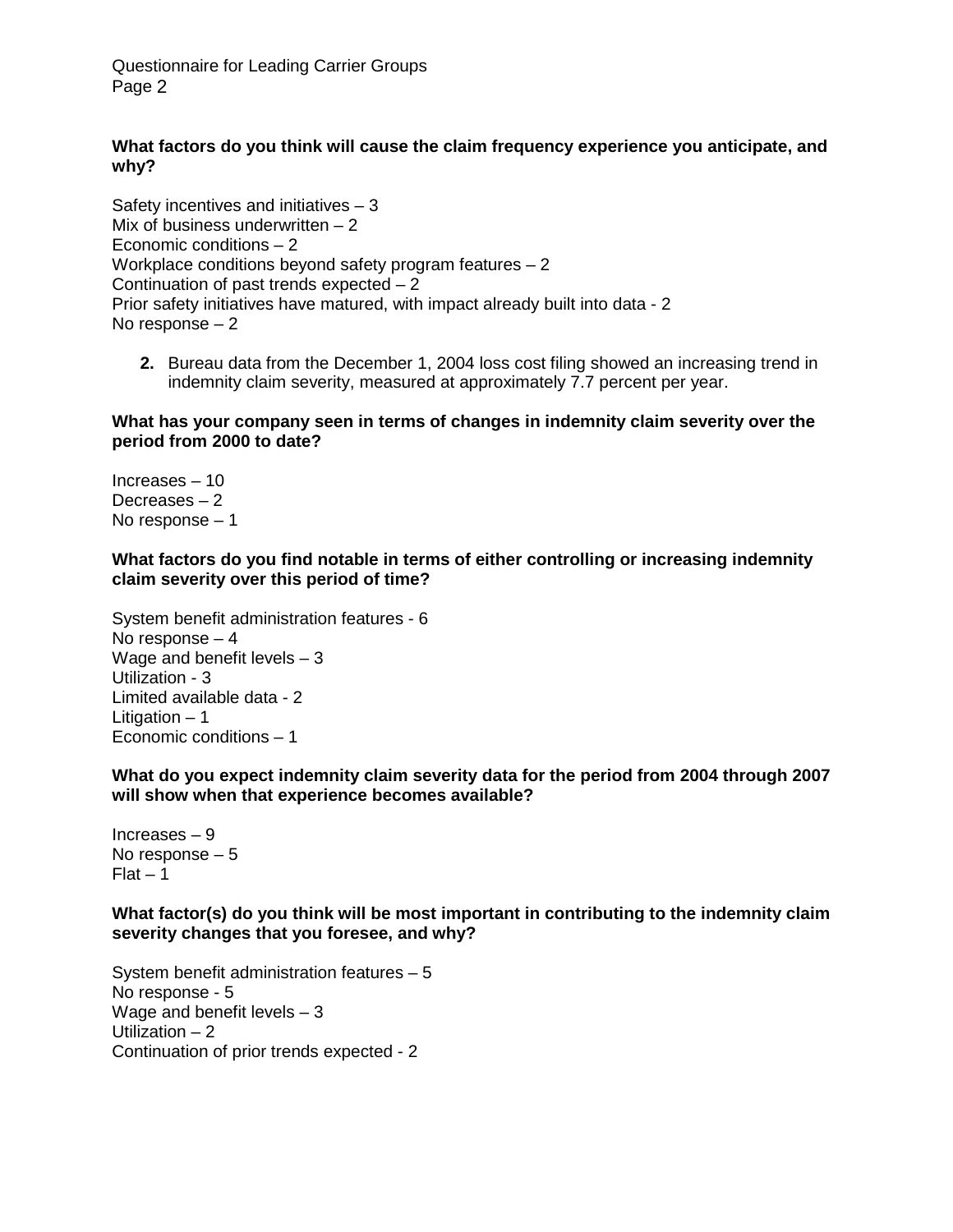**What factors do you think will cause the claim frequency experience you anticipate, and why?**

Safety incentives and initiatives – 3
Mix of business underwritten – 2
Economic conditions – 2
Workplace conditions beyond safety program features – 2
Continuation of past trends expected – 2
Prior safety initiatives have matured, with impact already built into data - 2
No response – 2

2. Bureau data from the December 1, 2004 loss cost filing showed an increasing trend in indemnity claim severity, measured at approximately 7.7 percent per year.

**What has your company seen in terms of changes in indemnity claim severity over the period from 2000 to date?**

Increases – 10
Decreases – 2
No response – 1

**What factors do you find notable in terms of either controlling or increasing indemnity claim severity over this period of time?**

System benefit administration features - 6
No response – 4
Wage and benefit levels – 3
Utilization - 3
Limited available data - 2
Litigation – 1
Economic conditions – 1

**What do you expect indemnity claim severity data for the period from 2004 through 2007 will show when that experience becomes available?**

Increases – 9
No response – 5
Flat – 1

**What factor(s) do you think will be most important in contributing to the indemnity claim severity changes that you foresee, and why?**

System benefit administration features – 5
No response - 5
Wage and benefit levels – 3
Utilization – 2
Continuation of prior trends expected - 2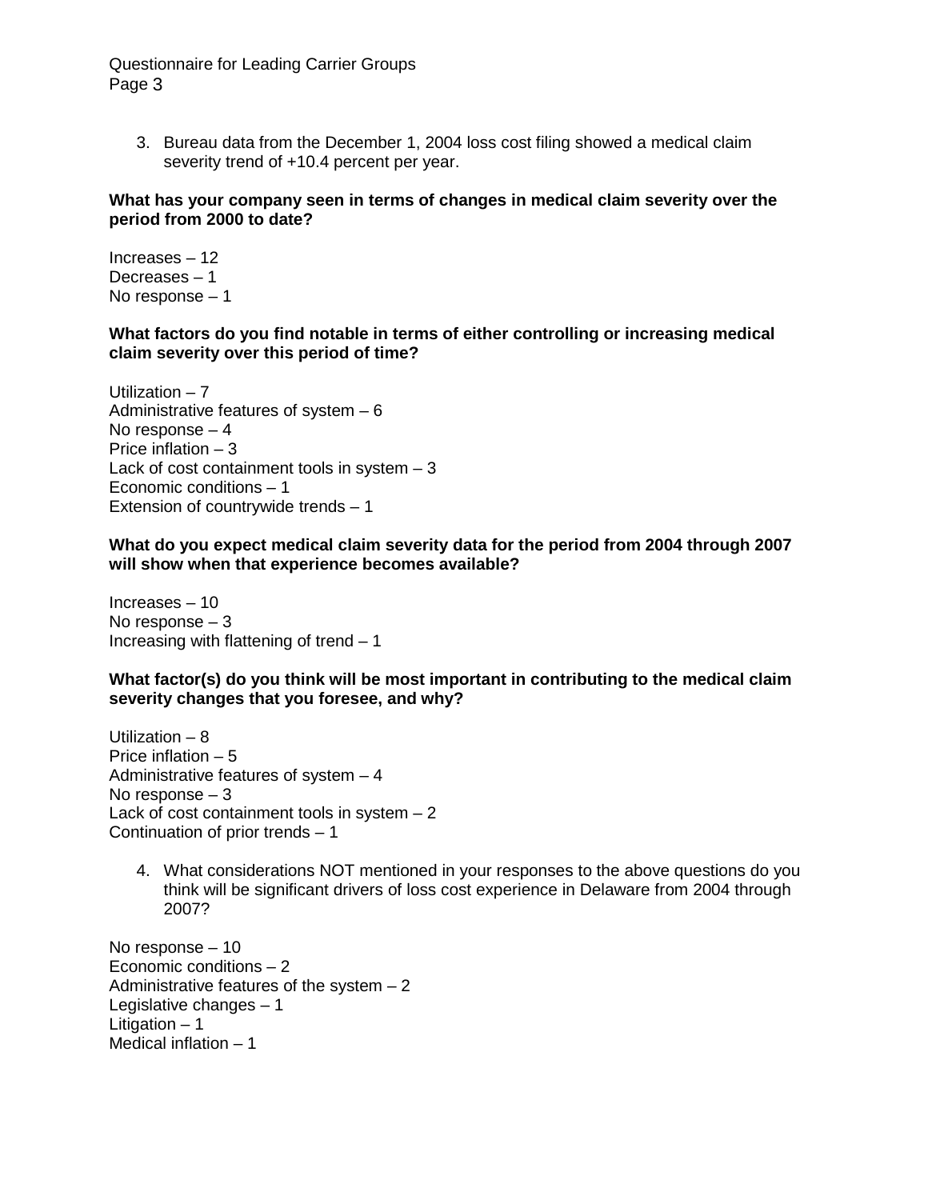3. Bureau data from the December 1, 2004 loss cost filing showed a medical claim severity trend of +10.4 percent per year.

**What has your company seen in terms of changes in medical claim severity over the period from 2000 to date?**

Increases – 12
Decreases – 1
No response – 1

**What factors do you find notable in terms of either controlling or increasing medical claim severity over this period of time?**

Utilization – 7
Administrative features of system – 6
No response – 4
Price inflation – 3
Lack of cost containment tools in system – 3
Economic conditions – 1
Extension of countrywide trends – 1

**What do you expect medical claim severity data for the period from 2004 through 2007 will show when that experience becomes available?**

Increases – 10
No response – 3
Increasing with flattening of trend – 1

**What factor(s) do you think will be most important in contributing to the medical claim severity changes that you foresee, and why?**

Utilization – 8
Price inflation – 5
Administrative features of system – 4
No response – 3
Lack of cost containment tools in system – 2
Continuation of prior trends – 1

4. What considerations NOT mentioned in your responses to the above questions do you think will be significant drivers of loss cost experience in Delaware from 2004 through 2007?

No response – 10
Economic conditions – 2
Administrative features of the system – 2
Legislative changes – 1
Litigation – 1
Medical inflation – 1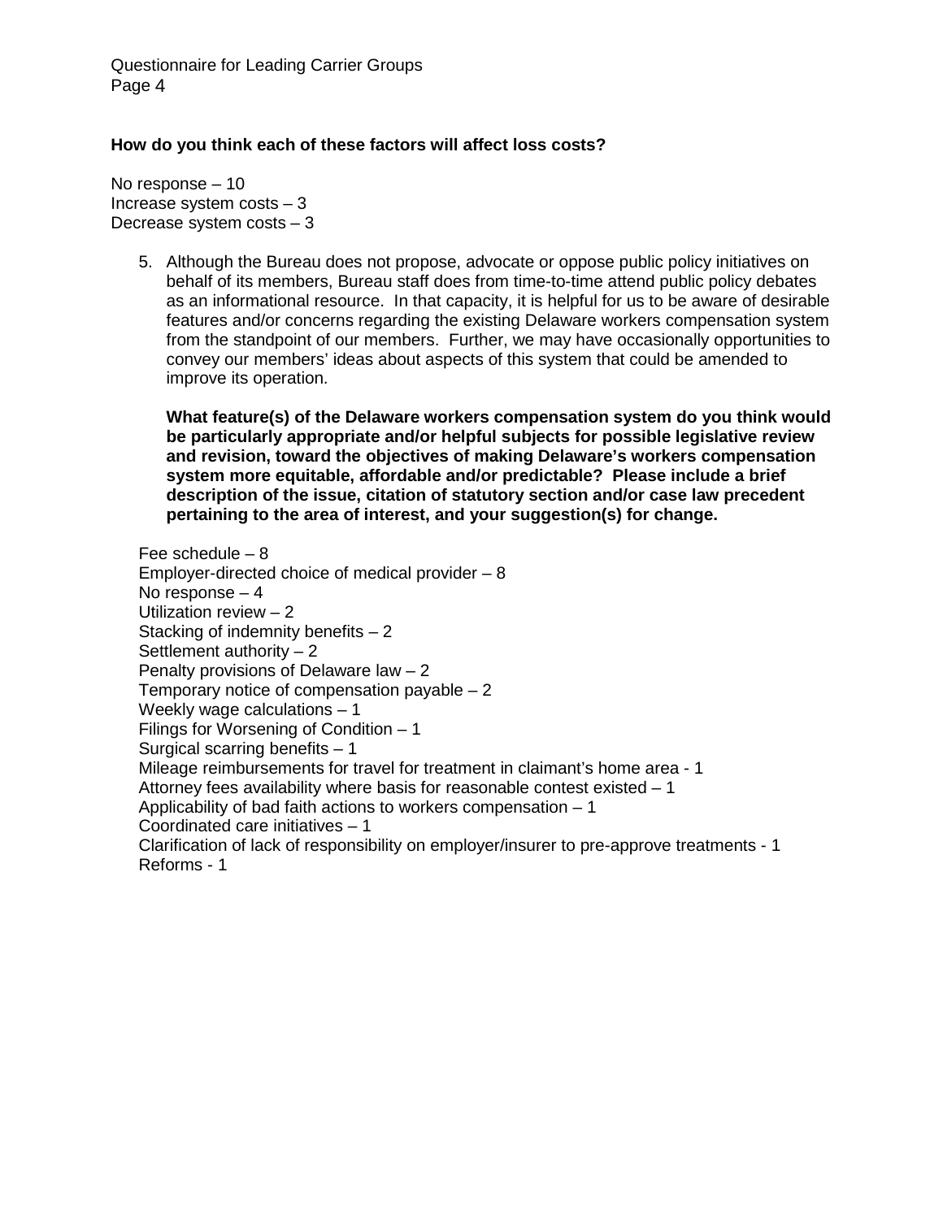**How do you think each of these factors will affect loss costs?**

No response – 10
Increase system costs – 3
Decrease system costs – 3

5. Although the Bureau does not propose, advocate or oppose public policy initiatives on behalf of its members, Bureau staff does from time-to-time attend public policy debates as an informational resource. In that capacity, it is helpful for us to be aware of desirable features and/or concerns regarding the existing Delaware workers compensation system from the standpoint of our members. Further, we may have occasionally opportunities to convey our members' ideas about aspects of this system that could be amended to improve its operation.

   **What feature(s) of the Delaware workers compensation system do you think would be particularly appropriate and/or helpful subjects for possible legislative review and revision, toward the objectives of making Delaware's workers compensation system more equitable, affordable and/or predictable? Please include a brief description of the issue, citation of statutory section and/or case law precedent pertaining to the area of interest, and your suggestion(s) for change.**

Fee schedule – 8
Employer-directed choice of medical provider – 8
No response – 4
Utilization review – 2
Stacking of indemnity benefits – 2
Settlement authority – 2
Penalty provisions of Delaware law – 2
Temporary notice of compensation payable – 2
Weekly wage calculations – 1
Filings for Worsening of Condition – 1
Surgical scarring benefits – 1
Mileage reimbursements for travel for treatment in claimant's home area - 1
Attorney fees availability where basis for reasonable contest existed – 1
Applicability of bad faith actions to workers compensation – 1
Coordinated care initiatives – 1
Clarification of lack of responsibility on employer/insurer to pre-approve treatments - 1
Reforms - 1